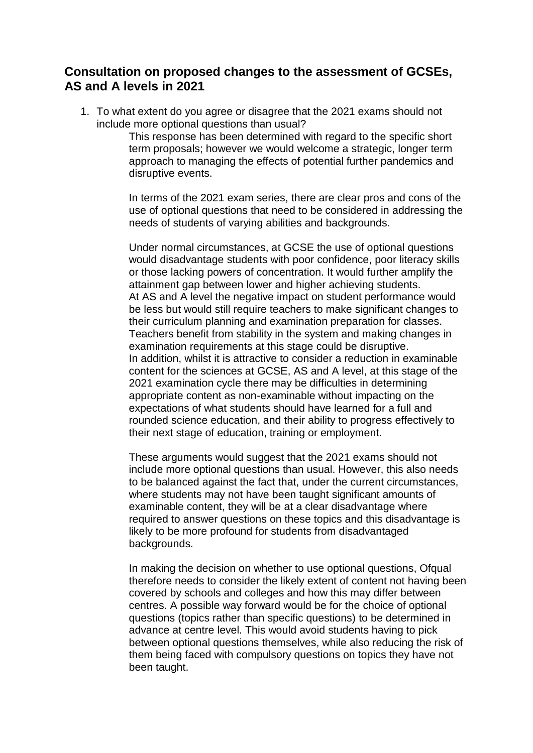## Consultation on proposed changes to the assessment of GCSEs, AS and A levels in 2021

1. To what extent do you agree or disagree that the 2021 exams should not include more optional questions than usual?

   This response has been determined with regard to the specific short term proposals; however we would welcome a strategic, longer term approach to managing the effects of potential further pandemics and disruptive events.

   In terms of the 2021 exam series, there are clear pros and cons of the use of optional questions that need to be considered in addressing the needs of students of varying abilities and backgrounds.

   Under normal circumstances, at GCSE the use of optional questions would disadvantage students with poor confidence, poor literacy skills or those lacking powers of concentration. It would further amplify the attainment gap between lower and higher achieving students.
   At AS and A level the negative impact on student performance would be less but would still require teachers to make significant changes to their curriculum planning and examination preparation for classes. Teachers benefit from stability in the system and making changes in examination requirements at this stage could be disruptive.
   In addition, whilst it is attractive to consider a reduction in examinable content for the sciences at GCSE, AS and A level, at this stage of the 2021 examination cycle there may be difficulties in determining appropriate content as non-examinable without impacting on the expectations of what students should have learned for a full and rounded science education, and their ability to progress effectively to their next stage of education, training or employment.

   These arguments would suggest that the 2021 exams should not include more optional questions than usual. However, this also needs to be balanced against the fact that, under the current circumstances, where students may not have been taught significant amounts of examinable content, they will be at a clear disadvantage where required to answer questions on these topics and this disadvantage is likely to be more profound for students from disadvantaged backgrounds.

   In making the decision on whether to use optional questions, Ofqual therefore needs to consider the likely extent of content not having been covered by schools and colleges and how this may differ between centres. A possible way forward would be for the choice of optional questions (topics rather than specific questions) to be determined in advance at centre level. This would avoid students having to pick between optional questions themselves, while also reducing the risk of them being faced with compulsory questions on topics they have not been taught.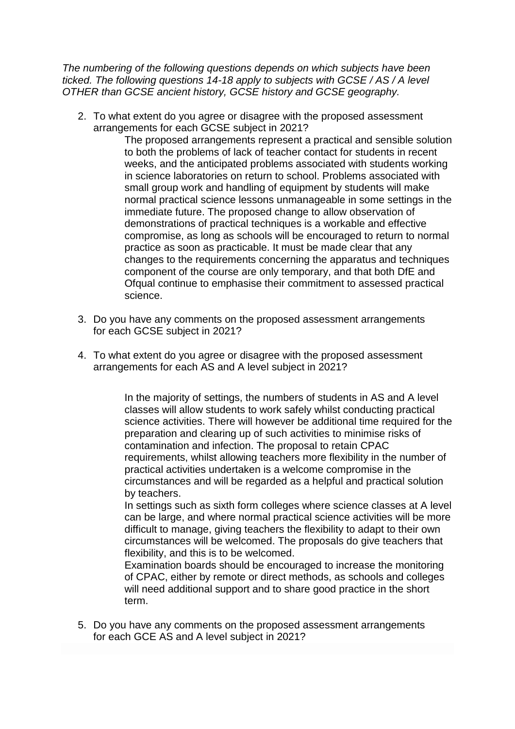*The numbering of the following questions depends on which subjects have been ticked. The following questions 14-18 apply to subjects with GCSE / AS / A level OTHER than GCSE ancient history, GCSE history and GCSE geography.*

2. To what extent do you agree or disagree with the proposed assessment arrangements for each GCSE subject in 2021?

   The proposed arrangements represent a practical and sensible solution to both the problems of lack of teacher contact for students in recent weeks, and the anticipated problems associated with students working in science laboratories on return to school. Problems associated with small group work and handling of equipment by students will make normal practical science lessons unmanageable in some settings in the immediate future. The proposed change to allow observation of demonstrations of practical techniques is a workable and effective compromise, as long as schools will be encouraged to return to normal practice as soon as practicable. It must be made clear that any changes to the requirements concerning the apparatus and techniques component of the course are only temporary, and that both DfE and Ofqual continue to emphasise their commitment to assessed practical science.

3. Do you have any comments on the proposed assessment arrangements for each GCSE subject in 2021?

4. To what extent do you agree or disagree with the proposed assessment arrangements for each AS and A level subject in 2021?

   In the majority of settings, the numbers of students in AS and A level classes will allow students to work safely whilst conducting practical science activities. There will however be additional time required for the preparation and clearing up of such activities to minimise risks of contamination and infection. The proposal to retain CPAC requirements, whilst allowing teachers more flexibility in the number of practical activities undertaken is a welcome compromise in the circumstances and will be regarded as a helpful and practical solution by teachers.

   In settings such as sixth form colleges where science classes at A level can be large, and where normal practical science activities will be more difficult to manage, giving teachers the flexibility to adapt to their own circumstances will be welcomed. The proposals do give teachers that flexibility, and this is to be welcomed.

   Examination boards should be encouraged to increase the monitoring of CPAC, either by remote or direct methods, as schools and colleges will need additional support and to share good practice in the short term.

5. Do you have any comments on the proposed assessment arrangements for each GCE AS and A level subject in 2021?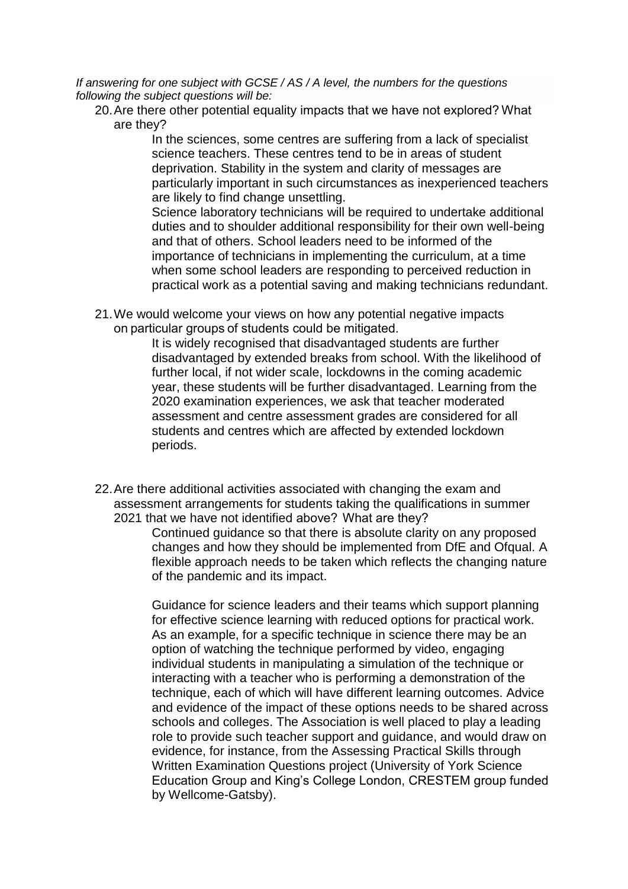*If answering for one subject with GCSE / AS / A level, the numbers for the questions following the subject questions will be:*

20. Are there other potential equality impacts that we have not explored? What are they?

    In the sciences, some centres are suffering from a lack of specialist science teachers. These centres tend to be in areas of student deprivation. Stability in the system and clarity of messages are particularly important in such circumstances as inexperienced teachers are likely to find change unsettling.

    Science laboratory technicians will be required to undertake additional duties and to shoulder additional responsibility for their own well-being and that of others. School leaders need to be informed of the importance of technicians in implementing the curriculum, at a time when some school leaders are responding to perceived reduction in practical work as a potential saving and making technicians redundant.

21. We would welcome your views on how any potential negative impacts on particular groups of students could be mitigated.

    It is widely recognised that disadvantaged students are further disadvantaged by extended breaks from school. With the likelihood of further local, if not wider scale, lockdowns in the coming academic year, these students will be further disadvantaged. Learning from the 2020 examination experiences, we ask that teacher moderated assessment and centre assessment grades are considered for all students and centres which are affected by extended lockdown periods.

22. Are there additional activities associated with changing the exam and assessment arrangements for students taking the qualifications in summer 2021 that we have not identified above? What are they?

    Continued guidance so that there is absolute clarity on any proposed changes and how they should be implemented from DfE and Ofqual. A flexible approach needs to be taken which reflects the changing nature of the pandemic and its impact.

    Guidance for science leaders and their teams which support planning for effective science learning with reduced options for practical work. As an example, for a specific technique in science there may be an option of watching the technique performed by video, engaging individual students in manipulating a simulation of the technique or interacting with a teacher who is performing a demonstration of the technique, each of which will have different learning outcomes. Advice and evidence of the impact of these options needs to be shared across schools and colleges. The Association is well placed to play a leading role to provide such teacher support and guidance, and would draw on evidence, for instance, from the Assessing Practical Skills through Written Examination Questions project (University of York Science Education Group and King's College London, CRESTEM group funded by Wellcome-Gatsby).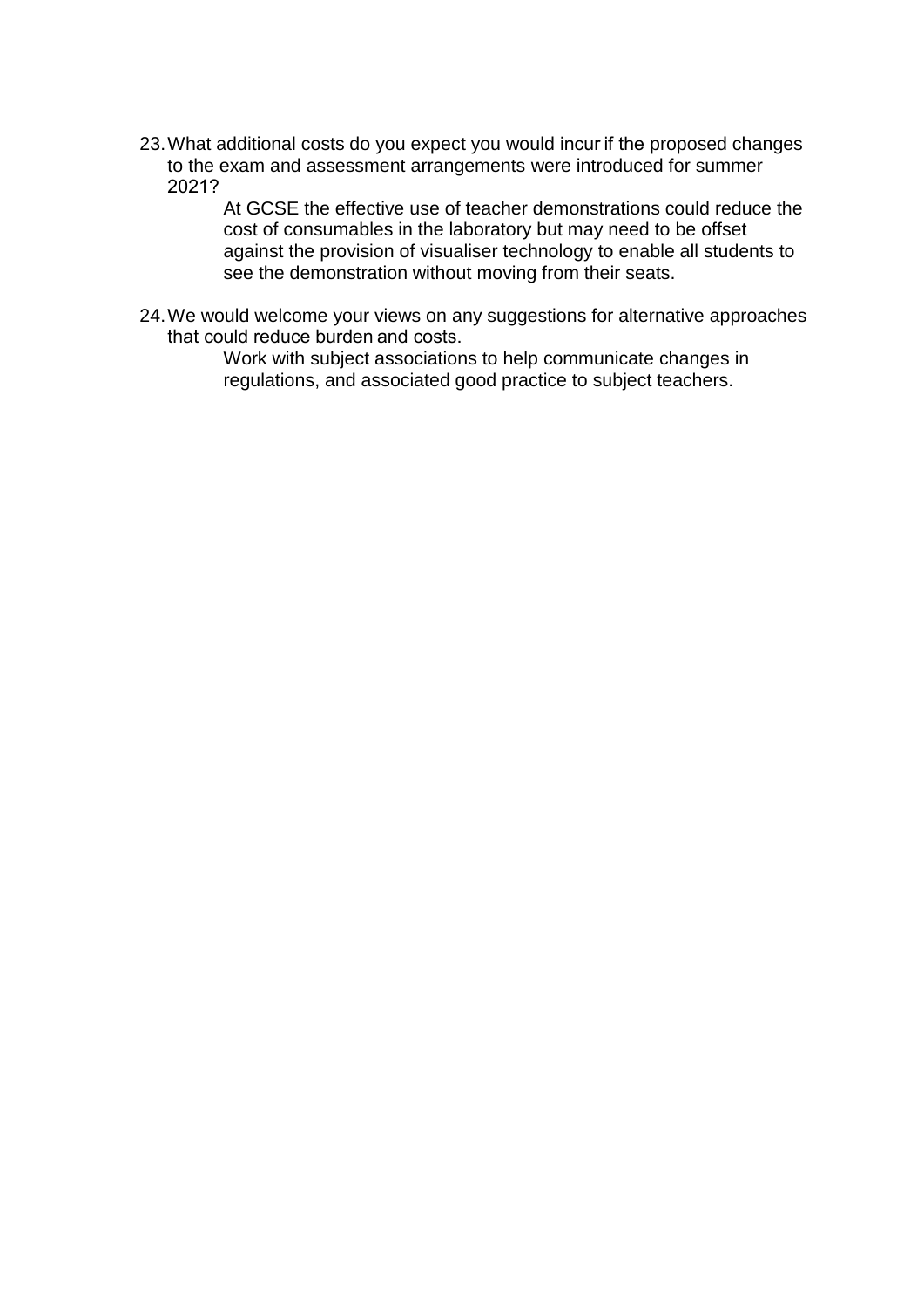23. What additional costs do you expect you would incur if the proposed changes to the exam and assessment arrangements were introduced for summer 2021?

    At GCSE the effective use of teacher demonstrations could reduce the cost of consumables in the laboratory but may need to be offset against the provision of visualiser technology to enable all students to see the demonstration without moving from their seats.

24. We would welcome your views on any suggestions for alternative approaches that could reduce burden and costs.

    Work with subject associations to help communicate changes in regulations, and associated good practice to subject teachers.